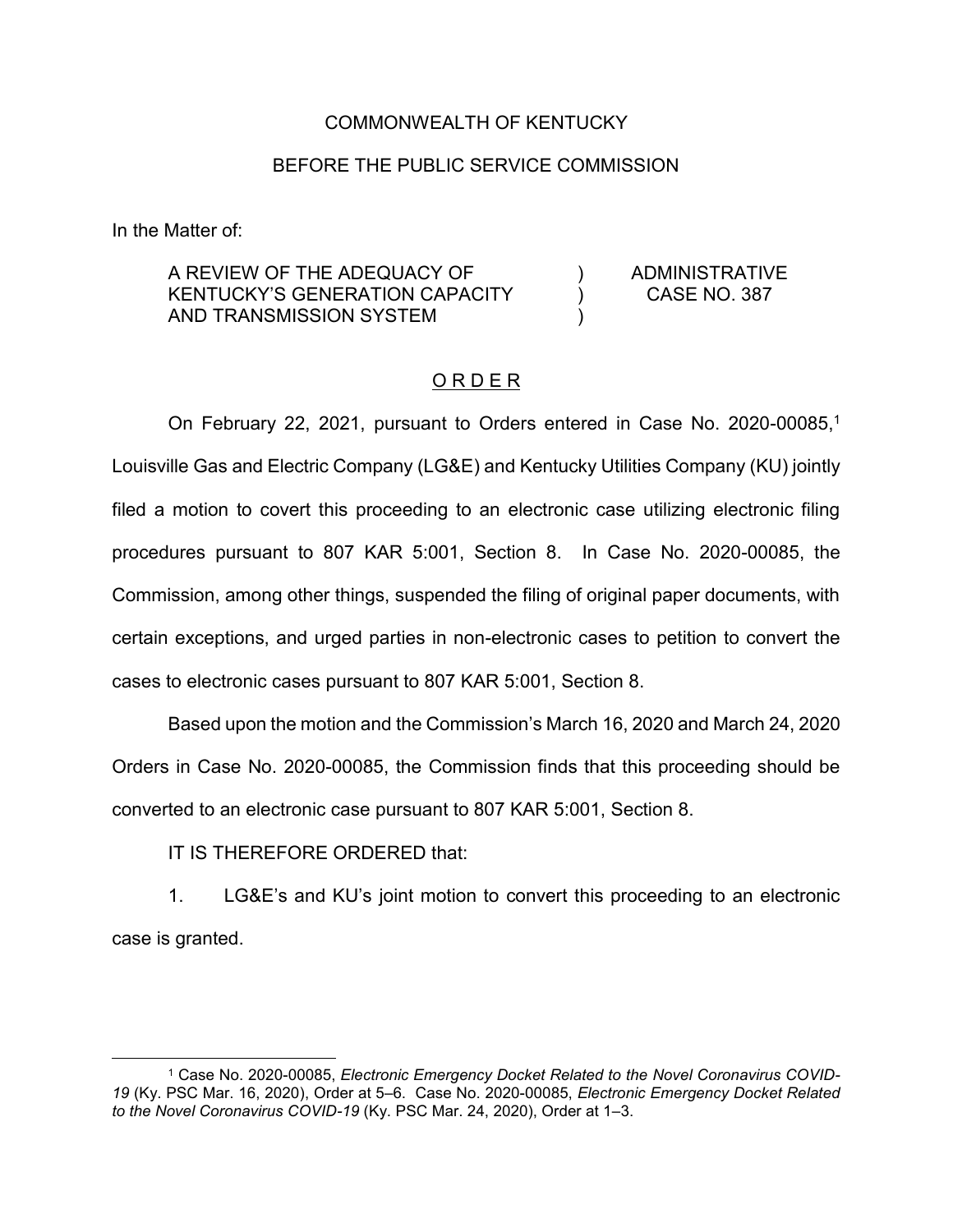COMMONWEALTH OF KENTUCKY

BEFORE THE PUBLIC SERVICE COMMISSION

In the Matter of:

| | | |
|---|---|---|
| A REVIEW OF THE ADEQUACY OF KENTUCKY'S GENERATION CAPACITY AND TRANSMISSION SYSTEM | ) ) ) | ADMINISTRATIVE CASE NO. 387 |

## O R D E R

On February 22, 2021, pursuant to Orders entered in Case No. 2020-00085,[1] Louisville Gas and Electric Company (LG&E) and Kentucky Utilities Company (KU) jointly filed a motion to covert this proceeding to an electronic case utilizing electronic filing procedures pursuant to 807 KAR 5:001, Section 8. In Case No. 2020-00085, the Commission, among other things, suspended the filing of original paper documents, with certain exceptions, and urged parties in non-electronic cases to petition to convert the cases to electronic cases pursuant to 807 KAR 5:001, Section 8.

Based upon the motion and the Commission's March 16, 2020 and March 24, 2020 Orders in Case No. 2020-00085, the Commission finds that this proceeding should be converted to an electronic case pursuant to 807 KAR 5:001, Section 8.

IT IS THEREFORE ORDERED that:

1. LG&E's and KU's joint motion to convert this proceeding to an electronic case is granted.

---

[1] Case No. 2020-00085, *Electronic Emergency Docket Related to the Novel Coronavirus COVID-19* (Ky. PSC Mar. 16, 2020), Order at 5–6. Case No. 2020-00085, *Electronic Emergency Docket Related to the Novel Coronavirus COVID-19* (Ky. PSC Mar. 24, 2020), Order at 1–3.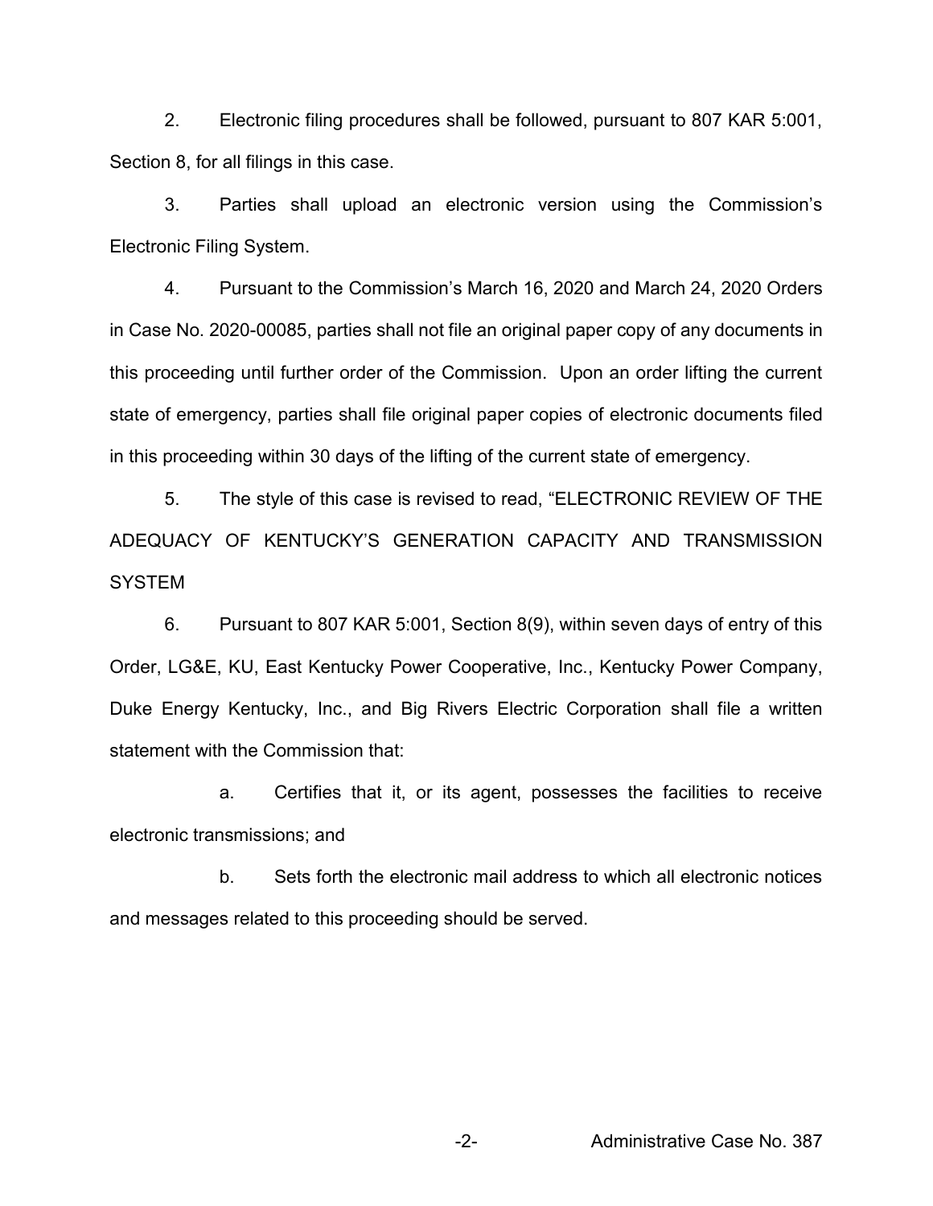2. Electronic filing procedures shall be followed, pursuant to 807 KAR 5:001, Section 8, for all filings in this case.

3. Parties shall upload an electronic version using the Commission's Electronic Filing System.

4. Pursuant to the Commission's March 16, 2020 and March 24, 2020 Orders in Case No. 2020-00085, parties shall not file an original paper copy of any documents in this proceeding until further order of the Commission. Upon an order lifting the current state of emergency, parties shall file original paper copies of electronic documents filed in this proceeding within 30 days of the lifting of the current state of emergency.

5. The style of this case is revised to read, "ELECTRONIC REVIEW OF THE ADEQUACY OF KENTUCKY'S GENERATION CAPACITY AND TRANSMISSION SYSTEM

6. Pursuant to 807 KAR 5:001, Section 8(9), within seven days of entry of this Order, LG&E, KU, East Kentucky Power Cooperative, Inc., Kentucky Power Company, Duke Energy Kentucky, Inc., and Big Rivers Electric Corporation shall file a written statement with the Commission that:

a. Certifies that it, or its agent, possesses the facilities to receive electronic transmissions; and

b. Sets forth the electronic mail address to which all electronic notices and messages related to this proceeding should be served.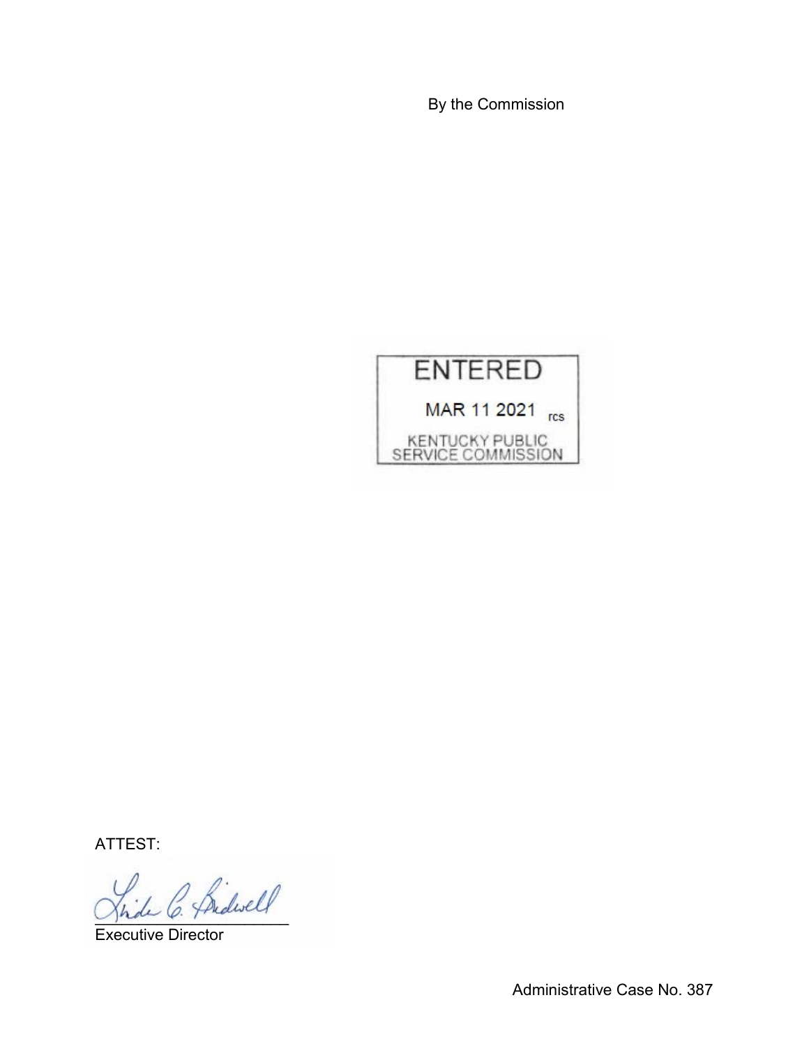By the Commission

ENTERED

MAR 11 2021 rcs

KENTUCKY PUBLIC SERVICE COMMISSION

ATTEST:

Executive Director

Administrative Case No. 387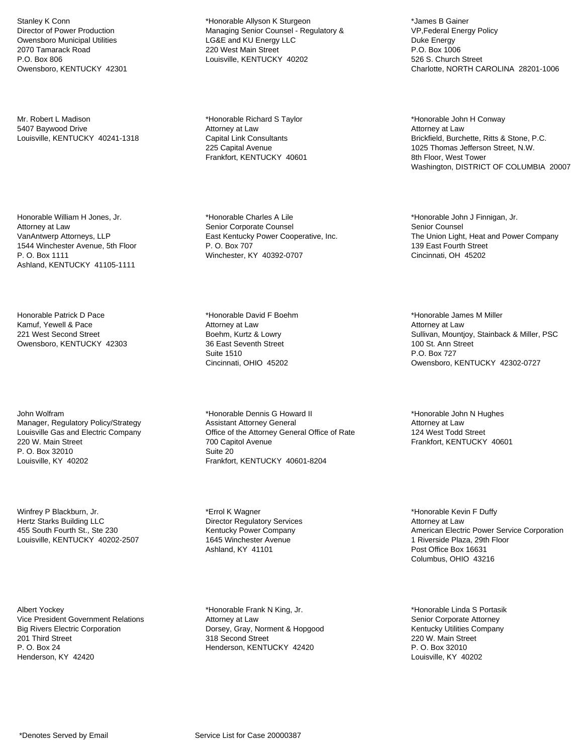Stanley K Conn
Director of Power Production
Owensboro Municipal Utilities
2070 Tamarack Road
P.O. Box 806
Owensboro, KENTUCKY 42301

*Honorable Allyson K Sturgeon
Managing Senior Counsel - Regulatory &
LG&E and KU Energy LLC
220 West Main Street
Louisville, KENTUCKY 40202

*James B Gainer
VP,Federal Energy Policy
Duke Energy
P.O. Box 1006
526 S. Church Street
Charlotte, NORTH CAROLINA 28201-1006

Mr. Robert L Madison
5407 Baywood Drive
Louisville, KENTUCKY 40241-1318

*Honorable Richard S Taylor
Attorney at Law
Capital Link Consultants
225 Capital Avenue
Frankfort, KENTUCKY 40601

*Honorable John H Conway
Attorney at Law
Brickfield, Burchette, Ritts & Stone, P.C.
1025 Thomas Jefferson Street, N.W.
8th Floor, West Tower
Washington, DISTRICT OF COLUMBIA 20007

Honorable William H Jones, Jr.
Attorney at Law
VanAntwerp Attorneys, LLP
1544 Winchester Avenue, 5th Floor
P. O. Box 1111
Ashland, KENTUCKY 41105-1111

*Honorable Charles A Lile
Senior Corporate Counsel
East Kentucky Power Cooperative, Inc.
P. O. Box 707
Winchester, KY 40392-0707

*Honorable John J Finnigan, Jr.
Senior Counsel
The Union Light, Heat and Power Company
139 East Fourth Street
Cincinnati, OH 45202

Honorable Patrick D Pace
Kamuf, Yewell & Pace
221 West Second Street
Owensboro, KENTUCKY 42303

*Honorable David F Boehm
Attorney at Law
Boehm, Kurtz & Lowry
36 East Seventh Street
Suite 1510
Cincinnati, OHIO 45202

*Honorable James M Miller
Attorney at Law
Sullivan, Mountjoy, Stainback & Miller, PSC
100 St. Ann Street
P.O. Box 727
Owensboro, KENTUCKY 42302-0727

John Wolfram
Manager, Regulatory Policy/Strategy
Louisville Gas and Electric Company
220 W. Main Street
P. O. Box 32010
Louisville, KY 40202

*Honorable Dennis G Howard II
Assistant Attorney General
Office of the Attorney General Office of Rate
700 Capitol Avenue
Suite 20
Frankfort, KENTUCKY 40601-8204

*Honorable John N Hughes
Attorney at Law
124 West Todd Street
Frankfort, KENTUCKY 40601

Winfrey P Blackburn, Jr.
Hertz Starks Building LLC
455 South Fourth St., Ste 230
Louisville, KENTUCKY 40202-2507

*Errol K Wagner
Director Regulatory Services
Kentucky Power Company
1645 Winchester Avenue
Ashland, KY 41101

*Honorable Kevin F Duffy
Attorney at Law
American Electric Power Service Corporation
1 Riverside Plaza, 29th Floor
Post Office Box 16631
Columbus, OHIO 43216

Albert Yockey
Vice President Government Relations
Big Rivers Electric Corporation
201 Third Street
P. O. Box 24
Henderson, KY 42420

*Honorable Frank N King, Jr.
Attorney at Law
Dorsey, Gray, Norment & Hopgood
318 Second Street
Henderson, KENTUCKY 42420

*Honorable Linda S Portasik
Senior Corporate Attorney
Kentucky Utilities Company
220 W. Main Street
P. O. Box 32010
Louisville, KY 40202

*Denotes Served by Email

Service List for Case 20000387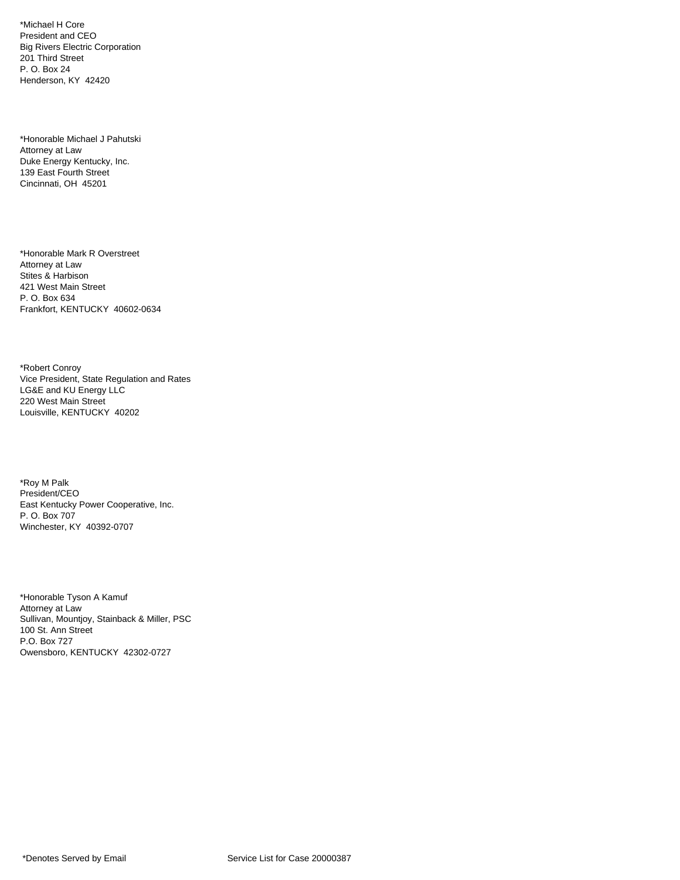*Michael H Core
President and CEO
Big Rivers Electric Corporation
201 Third Street
P. O. Box 24
Henderson, KY  42420

*Honorable Michael J Pahutski
Attorney at Law
Duke Energy Kentucky, Inc.
139 East Fourth Street
Cincinnati, OH  45201

*Honorable Mark R Overstreet
Attorney at Law
Stites & Harbison
421 West Main Street
P. O. Box 634
Frankfort, KENTUCKY  40602-0634

*Robert Conroy
Vice President, State Regulation and Rates
LG&E and KU Energy LLC
220 West Main Street
Louisville, KENTUCKY  40202

*Roy M Palk
President/CEO
East Kentucky Power Cooperative, Inc.
P. O. Box 707
Winchester, KY  40392-0707

*Honorable Tyson A Kamuf
Attorney at Law
Sullivan, Mountjoy, Stainback & Miller, PSC
100 St. Ann Street
P.O. Box 727
Owensboro, KENTUCKY  42302-0727

*Denotes Served by Email

Service List for Case 20000387